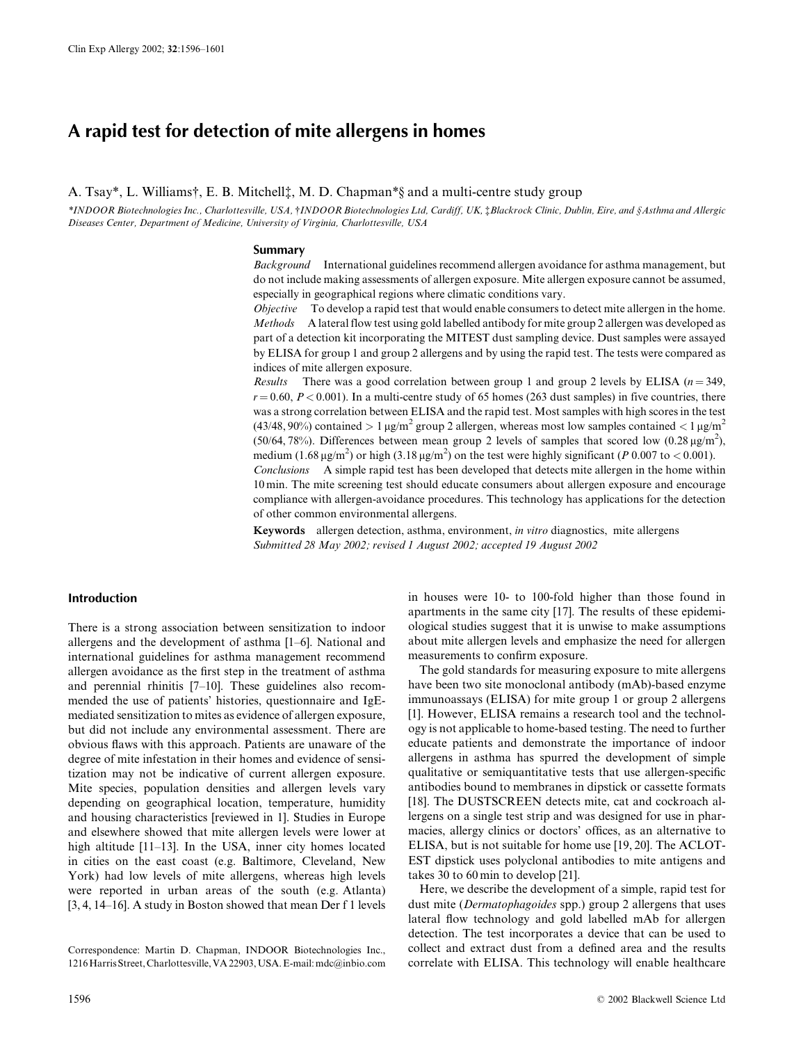# A rapid test for detection of mite allergens in homes

A. Tsay*, L. Williams†, E. B. Mitchell‡, M. D. Chapman*§ and a multi-centre study group

*\*INDOOR Biotechnologies Inc., Charlottesville, USA, †INDOOR Biotechnologies Ltd, Cardiff, UK, ‡Blackrock Clinic, Dublin, Eire, and §Asthma and Allergic Diseases Center, Department of Medicine, University of Virginia, Charlottesville, USA*

## Summary

*Background* International guidelines recommend allergen avoidance for asthma management, but do not include making assessments of allergen exposure. Mite allergen exposure cannot be assumed, especially in geographical regions where climatic conditions vary.

*Objective* To develop a rapid test that would enable consumers to detect mite allergen in the home.

*Methods* A lateral flow test using gold labelled antibody for mite group 2 allergen was developed as part of a detection kit incorporating the MITEST dust sampling device. Dust samples were assayed by ELISA for group 1 and group 2 allergens and by using the rapid test. The tests were compared as indices of mite allergen exposure.

*Results* There was a good correlation between group 1 and group 2 levels by ELISA ($n = 349$, $r = 0.60$, $P < 0.001$). In a multi-centre study of 65 homes (263 dust samples) in five countries, there was a strong correlation between ELISA and the rapid test. Most samples with high scores in the test (43/48, 90%) contained $> 1\ \mu g/m^2$ group 2 allergen, whereas most low samples contained $< 1\ \mu g/m^2$ (50/64, 78%). Differences between mean group 2 levels of samples that scored low ($0.28\ \mu g/m^2$), medium ($1.68\ \mu g/m^2$) or high ($3.18\ \mu g/m^2$) on the test were highly significant ($P$ 0.007 to $< 0.001$).

*Conclusions* A simple rapid test has been developed that detects mite allergen in the home within 10 min. The mite screening test should educate consumers about allergen exposure and encourage compliance with allergen-avoidance procedures. This technology has applications for the detection of other common environmental allergens.

**Keywords** allergen detection, asthma, environment, *in vitro* diagnostics, mite allergens

*Submitted 28 May 2002; revised 1 August 2002; accepted 19 August 2002*

## Introduction

There is a strong association between sensitization to indoor allergens and the development of asthma [1–6]. National and international guidelines for asthma management recommend allergen avoidance as the first step in the treatment of asthma and perennial rhinitis [7–10]. These guidelines also recommended the use of patients' histories, questionnaire and IgE-mediated sensitization to mites as evidence of allergen exposure, but did not include any environmental assessment. There are obvious flaws with this approach. Patients are unaware of the degree of mite infestation in their homes and evidence of sensitization may not be indicative of current allergen exposure. Mite species, population densities and allergen levels vary depending on geographical location, temperature, humidity and housing characteristics [reviewed in 1]. Studies in Europe and elsewhere showed that mite allergen levels were lower at high altitude [11–13]. In the USA, inner city homes located in cities on the east coast (e.g. Baltimore, Cleveland, New York) had low levels of mite allergens, whereas high levels were reported in urban areas of the south (e.g. Atlanta) [3, 4, 14–16]. A study in Boston showed that mean Der f 1 levels in houses were 10- to 100-fold higher than those found in apartments in the same city [17]. The results of these epidemiological studies suggest that it is unwise to make assumptions about mite allergen levels and emphasize the need for allergen measurements to confirm exposure.

The gold standards for measuring exposure to mite allergens have been two site monoclonal antibody (mAb)-based enzyme immunoassays (ELISA) for mite group 1 or group 2 allergens [1]. However, ELISA remains a research tool and the technology is not applicable to home-based testing. The need to further educate patients and demonstrate the importance of indoor allergens in asthma has spurred the development of simple qualitative or semiquantitative tests that use allergen-specific antibodies bound to membranes in dipstick or cassette formats [18]. The DUSTSCREEN detects mite, cat and cockroach allergens on a single test strip and was designed for use in pharmacies, allergy clinics or doctors' offices, as an alternative to ELISA, but is not suitable for home use [19, 20]. The ACLOTEST dipstick uses polyclonal antibodies to mite antigens and takes 30 to 60 min to develop [21].

Here, we describe the development of a simple, rapid test for dust mite (*Dermatophagoides* spp.) group 2 allergens that uses lateral flow technology and gold labelled mAb for allergen detection. The test incorporates a device that can be used to collect and extract dust from a defined area and the results correlate with ELISA. This technology will enable healthcare

Correspondence: Martin D. Chapman, INDOOR Biotechnologies Inc., 1216 Harris Street, Charlottesville, VA 22903, USA. E-mail: mdc@inbio.com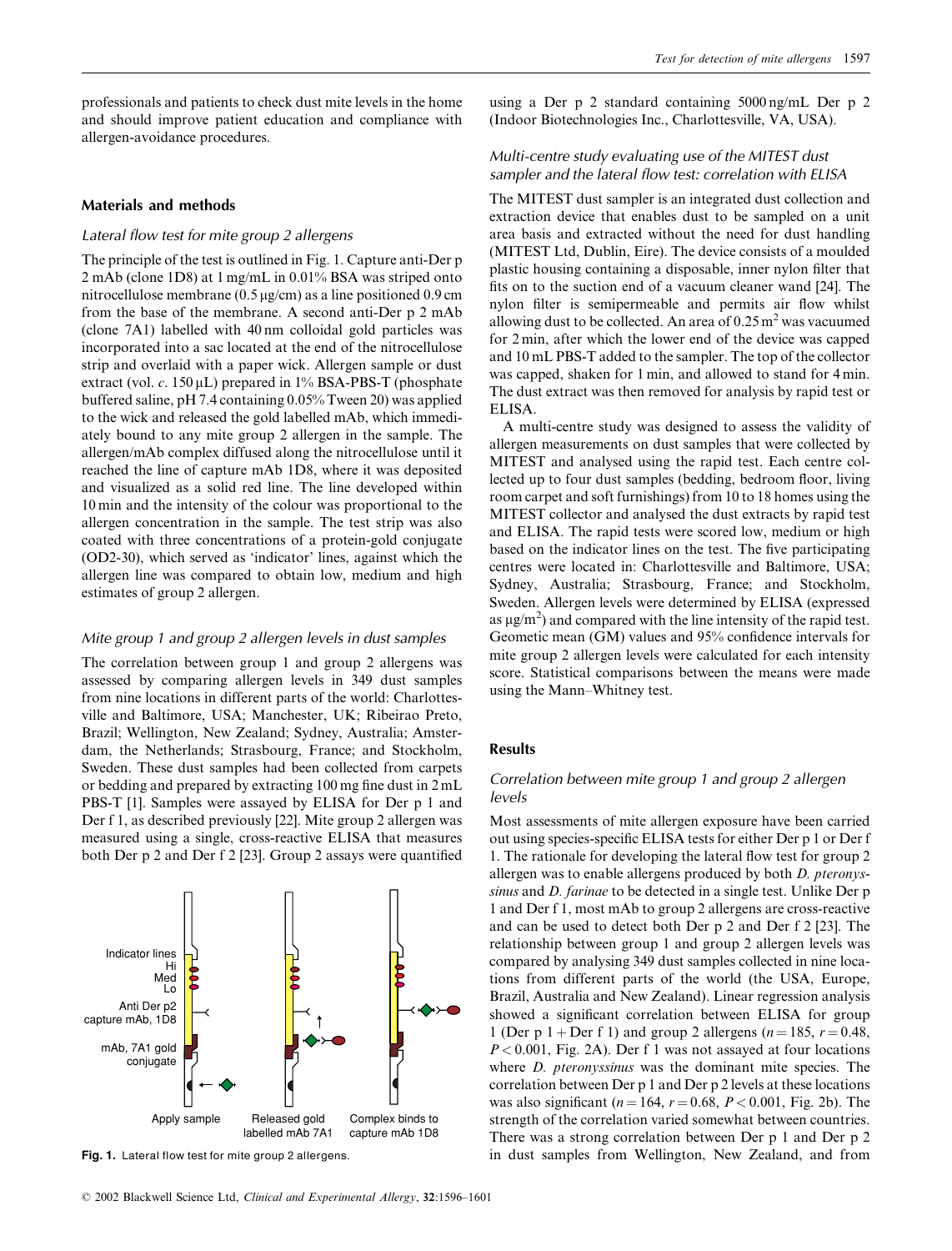professionals and patients to check dust mite levels in the home and should improve patient education and compliance with allergen-avoidance procedures.

## Materials and methods

### Lateral flow test for mite group 2 allergens

The principle of the test is outlined in Fig. 1. Capture anti-Der p 2 mAb (clone 1D8) at 1 mg/mL in 0.01% BSA was striped onto nitrocellulose membrane (0.5 μg/cm) as a line positioned 0.9 cm from the base of the membrane. A second anti-Der p 2 mAb (clone 7A1) labelled with 40 nm colloidal gold particles was incorporated into a sac located at the end of the nitrocellulose strip and overlaid with a paper wick. Allergen sample or dust extract (vol. *c.* 150 μL) prepared in 1% BSA-PBS-T (phosphate buffered saline, pH 7.4 containing 0.05% Tween 20) was applied to the wick and released the gold labelled mAb, which immediately bound to any mite group 2 allergen in the sample. The allergen/mAb complex diffused along the nitrocellulose until it reached the line of capture mAb 1D8, where it was deposited and visualized as a solid red line. The line developed within 10 min and the intensity of the colour was proportional to the allergen concentration in the sample. The test strip was also coated with three concentrations of a protein-gold conjugate (OD2-30), which served as 'indicator' lines, against which the allergen line was compared to obtain low, medium and high estimates of group 2 allergen.

### Mite group 1 and group 2 allergen levels in dust samples

The correlation between group 1 and group 2 allergens was assessed by comparing allergen levels in 349 dust samples from nine locations in different parts of the world: Charlottesville and Baltimore, USA; Manchester, UK; Ribeirao Preto, Brazil; Wellington, New Zealand; Sydney, Australia; Amsterdam, the Netherlands; Strasbourg, France; and Stockholm, Sweden. These dust samples had been collected from carpets or bedding and prepared by extracting 100 mg fine dust in 2 mL PBS-T [1]. Samples were assayed by ELISA for Der p 1 and Der f 1, as described previously [22]. Mite group 2 allergen was measured using a single, cross-reactive ELISA that measures both Der p 2 and Der f 2 [23]. Group 2 assays were quantified using a Der p 2 standard containing 5000 ng/mL Der p 2 (Indoor Biotechnologies Inc., Charlottesville, VA, USA).

**Fig. 1.** Lateral flow test for mite group 2 allergens.

### Multi-centre study evaluating use of the MITEST dust sampler and the lateral flow test: correlation with ELISA

The MITEST dust sampler is an integrated dust collection and extraction device that enables dust to be sampled on a unit area basis and extracted without the need for dust handling (MITEST Ltd, Dublin, Eire). The device consists of a moulded plastic housing containing a disposable, inner nylon filter that fits on to the suction end of a vacuum cleaner wand [24]. The nylon filter is semipermeable and permits air flow whilst allowing dust to be collected. An area of 0.25 $m^2$ was vacuumed for 2 min, after which the lower end of the device was capped and 10 mL PBS-T added to the sampler. The top of the collector was capped, shaken for 1 min, and allowed to stand for 4 min. The dust extract was then removed for analysis by rapid test or ELISA.

A multi-centre study was designed to assess the validity of allergen measurements on dust samples that were collected by MITEST and analysed using the rapid test. Each centre collected up to four dust samples (bedding, bedroom floor, living room carpet and soft furnishings) from 10 to 18 homes using the MITEST collector and analysed the dust extracts by rapid test and ELISA. The rapid tests were scored low, medium or high based on the indicator lines on the test. The five participating centres were located in: Charlottesville and Baltimore, USA; Sydney, Australia; Strasbourg, France; and Stockholm, Sweden. Allergen levels were determined by ELISA (expressed as $\mu g/m^2$) and compared with the line intensity of the rapid test. Geometric mean (GM) values and 95% confidence intervals for mite group 2 allergen levels were calculated for each intensity score. Statistical comparisons between the means were made using the Mann–Whitney test.

## Results

### Correlation between mite group 1 and group 2 allergen levels

Most assessments of mite allergen exposure have been carried out using species-specific ELISA tests for either Der p 1 or Der f 1. The rationale for developing the lateral flow test for group 2 allergen was to enable allergens produced by both *D. pteronyssinus* and *D. farinae* to be detected in a single test. Unlike Der p 1 and Der f 1, most mAb to group 2 allergens are cross-reactive and can be used to detect both Der p 2 and Der f 2 [23]. The relationship between group 1 and group 2 allergen levels was compared by analysing 349 dust samples collected in nine locations from different parts of the world (the USA, Europe, Brazil, Australia and New Zealand). Linear regression analysis showed a significant correlation between ELISA for group 1 (Der p 1 + Der f 1) and group 2 allergens ($n = 185$, $r = 0.48$, $P < 0.001$, Fig. 2A). Der f 1 was not assayed at four locations where *D. pteronyssinus* was the dominant mite species. The correlation between Der p 1 and Der p 2 levels at these locations was also significant ($n = 164$, $r = 0.68$, $P < 0.001$, Fig. 2b). The strength of the correlation varied somewhat between countries. There was a strong correlation between Der p 1 and Der p 2 in dust samples from Wellington, New Zealand, and from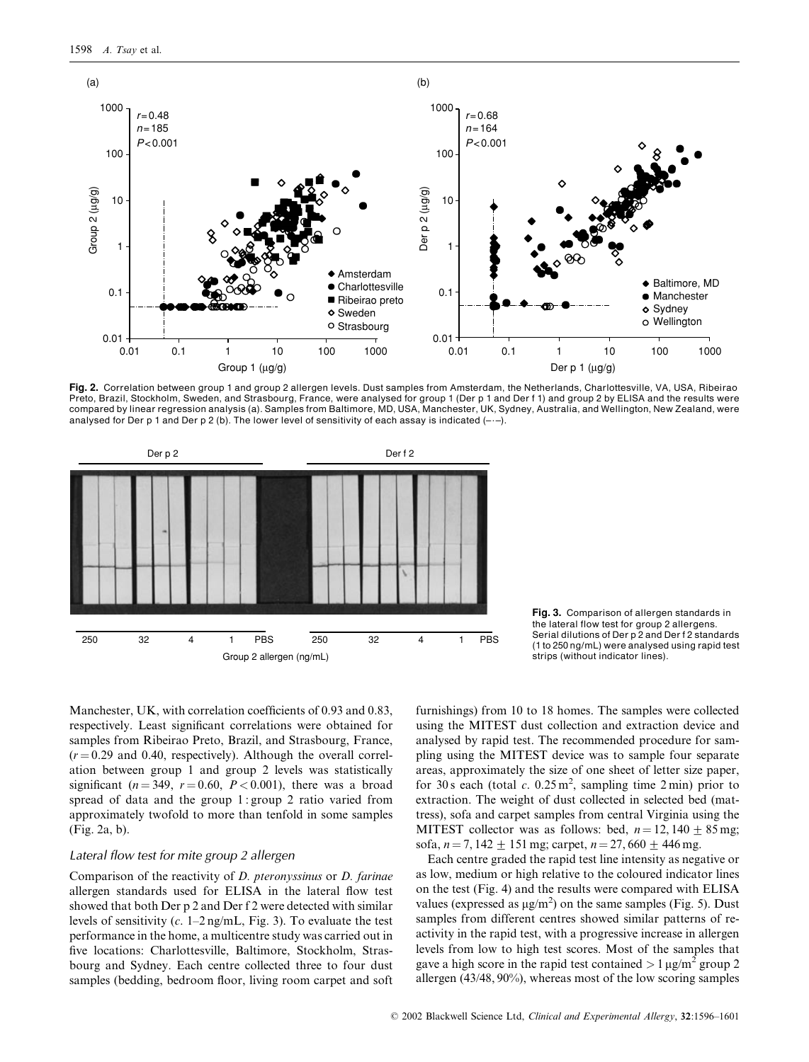**Fig. 2.** Correlation between group 1 and group 2 allergen levels. Dust samples from Amsterdam, the Netherlands, Charlottesville, VA, USA, Ribeirao Preto, Brazil, Stockholm, Sweden, and Strasbourg, France, were analysed for group 1 (Der p 1 and Der f 1) and group 2 by ELISA and the results were compared by linear regression analysis (a). Samples from Baltimore, MD, USA, Manchester, UK, Sydney, Australia, and Wellington, New Zealand, were analysed for Der p 1 and Der p 2 (b). The lower level of sensitivity of each assay is indicated (–·–).

**Fig. 3.** Comparison of allergen standards in the lateral flow test for group 2 allergens. Serial dilutions of Der p 2 and Der f 2 standards (1 to 250 ng/mL) were analysed using rapid test strips (without indicator lines).

Manchester, UK, with correlation coefficients of 0.93 and 0.83, respectively. Least significant correlations were obtained for samples from Ribeirao Preto, Brazil, and Strasbourg, France, ($r = 0.29$ and 0.40, respectively). Although the overall correlation between group 1 and group 2 levels was statistically significant ($n = 349$, $r = 0.60$, $P < 0.001$), there was a broad spread of data and the group 1 : group 2 ratio varied from approximately twofold to more than tenfold in some samples (Fig. 2a, b).

### *Lateral flow test for mite group 2 allergen*

Comparison of the reactivity of *D. pteronyssinus* or *D. farinae* allergen standards used for ELISA in the lateral flow test showed that both Der p 2 and Der f 2 were detected with similar levels of sensitivity (*c.* 1–2 ng/mL, Fig. 3). To evaluate the test performance in the home, a multicentre study was carried out in five locations: Charlottesville, Baltimore, Stockholm, Strasbourg and Sydney. Each centre collected three to four dust samples (bedding, bedroom floor, living room carpet and soft furnishings) from 10 to 18 homes. The samples were collected using the MITEST dust collection and extraction device and analysed by rapid test. The recommended procedure for sampling using the MITEST device was to sample four separate areas, approximately the size of one sheet of letter size paper, for 30 s each (total *c.* 0.25 $m^2$, sampling time 2 min) prior to extraction. The weight of dust collected in selected bed (mattress), sofa and carpet samples from central Virginia using the MITEST collector was as follows: bed, $n = 12, 140 \pm 85$ mg; sofa, $n = 7, 142 \pm 151$ mg; carpet, $n = 27, 660 \pm 446$ mg.

Each centre graded the rapid test line intensity as negative or as low, medium or high relative to the coloured indicator lines on the test (Fig. 4) and the results were compared with ELISA values (expressed as μg/$m^2$) on the same samples (Fig. 5). Dust samples from different centres showed similar patterns of reactivity in the rapid test, with a progressive increase in allergen levels from low to high test scores. Most of the samples that gave a high score in the rapid test contained > 1 μg/$m^2$ group 2 allergen (43/48, 90%), whereas most of the low scoring samples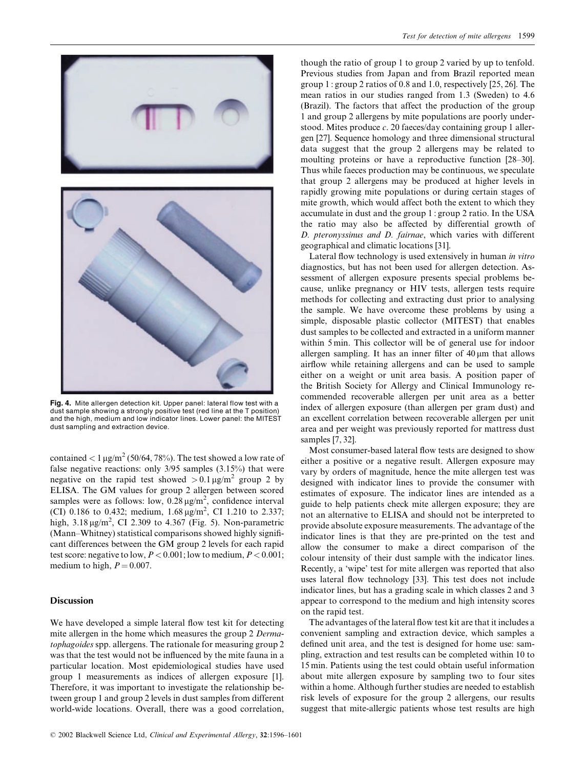**Fig. 4.** Mite allergen detection kit. Upper panel: lateral flow test with a dust sample showing a strongly positive test (red line at the T position) and the high, medium and low indicator lines. Lower panel: the MITEST dust sampling and extraction device.

contained $< 1\,\mu g/m^2$ (50/64, 78%). The test showed a low rate of false negative reactions: only 3/95 samples (3.15%) that were negative on the rapid test showed $> 0.1\,\mu g/m^2$ group 2 by ELISA. The GM values for group 2 allergen between scored samples were as follows: low, $0.28\,\mu g/m^2$, confidence interval (CI) 0.186 to 0.432; medium, $1.68\,\mu g/m^2$, CI 1.210 to 2.337; high, $3.18\,\mu g/m^2$, CI 2.309 to 4.367 (Fig. 5). Non-parametric (Mann–Whitney) statistical comparisons showed highly significant differences between the GM group 2 levels for each rapid test score: negative to low, $P < 0.001$; low to medium, $P < 0.001$; medium to high, $P = 0.007$.

## Discussion

We have developed a simple lateral flow test kit for detecting mite allergen in the home which measures the group 2 *Dermatophagoides* spp. allergens. The rationale for measuring group 2 was that the test would not be influenced by the mite fauna in a particular location. Most epidemiological studies have used group 1 measurements as indices of allergen exposure [1]. Therefore, it was important to investigate the relationship between group 1 and group 2 levels in dust samples from different world-wide locations. Overall, there was a good correlation, though the ratio of group 1 to group 2 varied by up to tenfold. Previous studies from Japan and from Brazil reported mean group 1 : group 2 ratios of 0.8 and 1.0, respectively [25, 26]. The mean ratios in our studies ranged from 1.3 (Sweden) to 4.6 (Brazil). The factors that affect the production of the group 1 and group 2 allergens by mite populations are poorly understood. Mites produce *c.* 20 faeces/day containing group 1 allergen [27]. Sequence homology and three dimensional structural data suggest that the group 2 allergens may be related to moulting proteins or have a reproductive function [28–30]. Thus while faeces production may be continuous, we speculate that group 2 allergens may be produced at higher levels in rapidly growing mite populations or during certain stages of mite growth, which would affect both the extent to which they accumulate in dust and the group 1 : group 2 ratio. In the USA the ratio may also be affected by differential growth of *D. pteronyssinus and D. fairnae*, which varies with different geographical and climatic locations [31].

Lateral flow technology is used extensively in human *in vitro* diagnostics, but has not been used for allergen detection. Assessment of allergen exposure presents special problems because, unlike pregnancy or HIV tests, allergen tests require methods for collecting and extracting dust prior to analysing the sample. We have overcome these problems by using a simple, disposable plastic collector (MITEST) that enables dust samples to be collected and extracted in a uniform manner within 5 min. This collector will be of general use for indoor allergen sampling. It has an inner filter of $40\,\mu m$ that allows airflow while retaining allergens and can be used to sample either on a weight or unit area basis. A position paper of the British Society for Allergy and Clinical Immunology recommended recoverable allergen per unit area as a better index of allergen exposure (than allergen per gram dust) and an excellent correlation between recoverable allergen per unit area and per weight was previously reported for mattress dust samples [7, 32].

Most consumer-based lateral flow tests are designed to show either a positive or a negative result. Allergen exposure may vary by orders of magnitude, hence the mite allergen test was designed with indicator lines to provide the consumer with estimates of exposure. The indicator lines are intended as a guide to help patients check mite allergen exposure; they are not an alternative to ELISA and should not be interpreted to provide absolute exposure measurements. The advantage of the indicator lines is that they are pre-printed on the test and allow the consumer to make a direct comparison of the colour intensity of their dust sample with the indicator lines. Recently, a 'wipe' test for mite allergen was reported that also uses lateral flow technology [33]. This test does not include indicator lines, but has a grading scale in which classes 2 and 3 appear to correspond to the medium and high intensity scores on the rapid test.

The advantages of the lateral flow test kit are that it includes a convenient sampling and extraction device, which samples a defined unit area, and the test is designed for home use: sampling, extraction and test results can be completed within 10 to 15 min. Patients using the test could obtain useful information about mite allergen exposure by sampling two to four sites within a home. Although further studies are needed to establish risk levels of exposure for the group 2 allergens, our results suggest that mite-allergic patients whose test results are high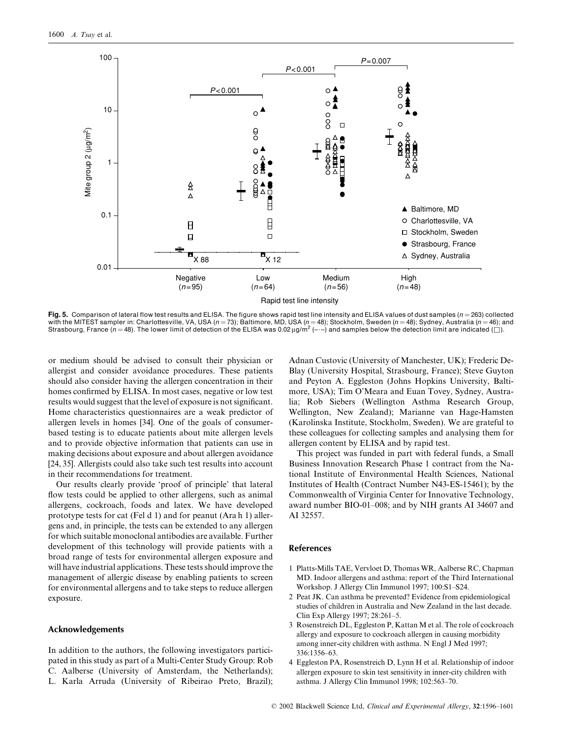**Fig. 5.** Comparison of lateral flow test results and ELISA. The figure shows rapid test line intensity and ELISA values of dust samples ($n = 263$) collected with the MITEST sampler in: Charlottesville, VA, USA ($n = 73$); Baltimore, MD, USA ($n = 48$); Stockholm, Sweden ($n = 48$); Sydney, Australia ($n = 46$); and Strasbourg, France ($n = 48$). The lower limit of detection of the ELISA was $0.02\,\mu g/m^2$ (–·–) and samples below the detection limit are indicated (□).

or medium should be advised to consult their physician or allergist and consider avoidance procedures. These patients should also consider having the allergen concentration in their homes confirmed by ELISA. In most cases, negative or low test results would suggest that the level of exposure is not significant. Home characteristics questionnaires are a weak predictor of allergen levels in homes [34]. One of the goals of consumer-based testing is to educate patients about mite allergen levels and to provide objective information that patients can use in making decisions about exposure and about allergen avoidance [24, 35]. Allergists could also take such test results into account in their recommendations for treatment.

Our results clearly provide 'proof of principle' that lateral flow tests could be applied to other allergens, such as animal allergens, cockroach, foods and latex. We have developed prototype tests for cat (Fel d 1) and for peanut (Ara h 1) allergens and, in principle, the tests can be extended to any allergen for which suitable monoclonal antibodies are available. Further development of this technology will provide patients with a broad range of tests for environmental allergen exposure and will have industrial applications. These tests should improve the management of allergic disease by enabling patients to screen for environmental allergens and to take steps to reduce allergen exposure.

## Acknowledgements

In addition to the authors, the following investigators participated in this study as part of a Multi-Center Study Group: Rob C. Aalberse (University of Amsterdam, the Netherlands); L. Karla Arruda (University of Ribeirao Preto, Brazil); Adnan Custovic (University of Manchester, UK); Frederic De-Blay (University Hospital, Strasbourg, France); Steve Guyton and Peyton A. Eggleston (Johns Hopkins University, Baltimore, USA); Tim O'Meara and Euan Tovey, Sydney, Australia; Rob Siebers (Wellington Asthma Research Group, Wellington, New Zealand); Marianne van Hage-Hamsten (Karolinska Institute, Stockholm, Sweden). We are grateful to these colleagues for collecting samples and analysing them for allergen content by ELISA and by rapid test.

This project was funded in part with federal funds, a Small Business Innovation Research Phase 1 contract from the National Institute of Environmental Health Sciences, National Institutes of Health (Contract Number N43-ES-15461); by the Commonwealth of Virginia Center for Innovative Technology, award number BIO-01–008; and by NIH grants AI 34607 and AI 32557.

## References

1 Platts-Mills TAE, Vervloet D, Thomas WR, Aalberse RC, Chapman MD. Indoor allergens and asthma: report of the Third International Workshop. J Allergy Clin Immunol 1997; 100:S1–S24.

2 Peat JK. Can asthma be prevented? Evidence from epidemiological studies of children in Australia and New Zealand in the last decade. Clin Exp Allergy 1997; 28:261–5.

3 Rosenstreich DL, Eggleston P, Kattan M et al. The role of cockroach allergy and exposure to cockroach allergen in causing morbidity among inner-city children with asthma. N Engl J Med 1997; 336:1356–63.

4 Eggleston PA, Rosenstreich D, Lynn H et al. Relationship of indoor allergen exposure to skin test sensitivity in inner-city children with asthma. J Allergy Clin Immunol 1998; 102:563–70.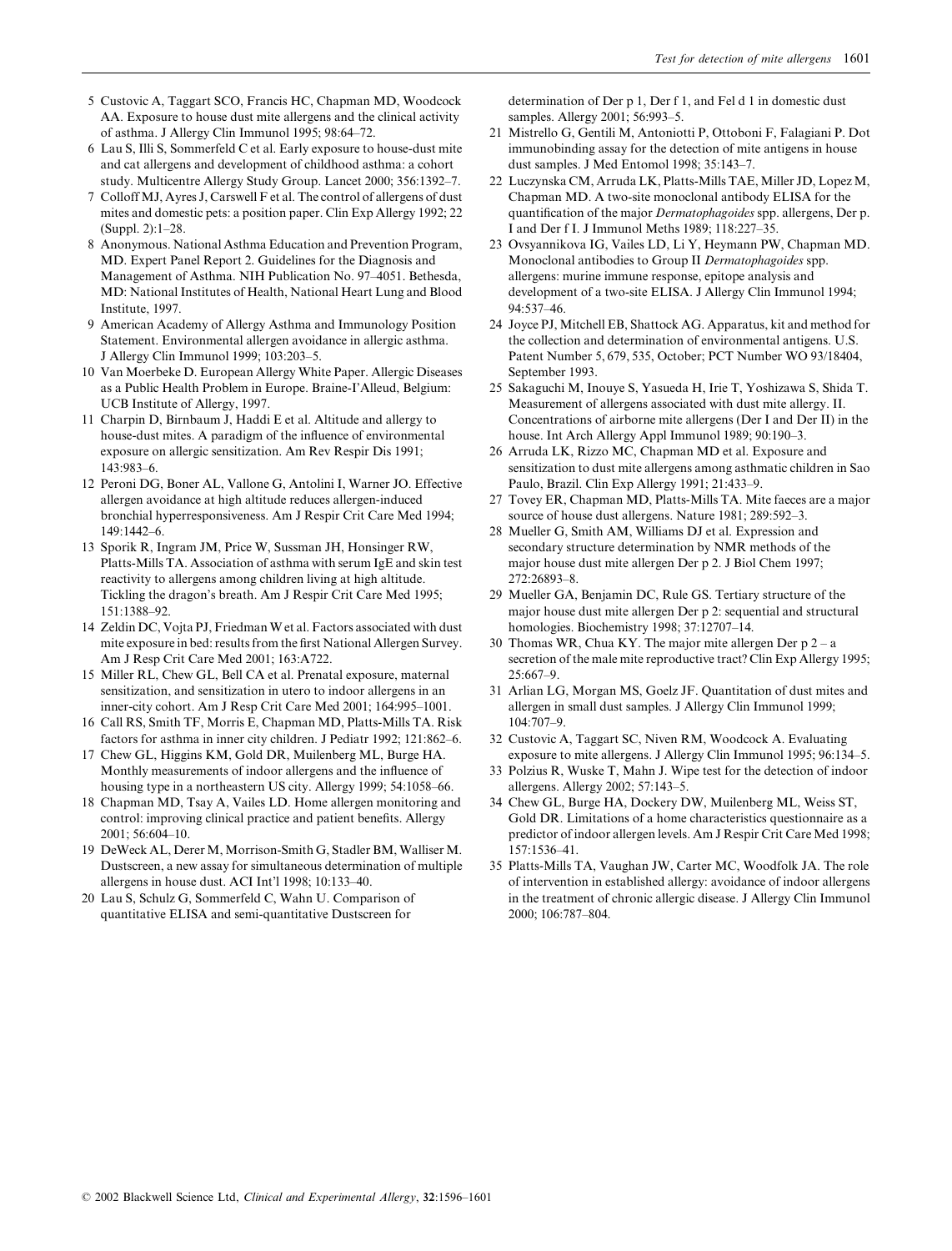5 Custovic A, Taggart SCO, Francis HC, Chapman MD, Woodcock AA. Exposure to house dust mite allergens and the clinical activity of asthma. J Allergy Clin Immunol 1995; 98:64–72.

6 Lau S, Illi S, Sommerfeld C et al. Early exposure to house-dust mite and cat allergens and development of childhood asthma: a cohort study. Multicentre Allergy Study Group. Lancet 2000; 356:1392–7.

7 Colloff MJ, Ayres J, Carswell F et al. The control of allergens of dust mites and domestic pets: a position paper. Clin Exp Allergy 1992; 22 (Suppl. 2):1–28.

8 Anonymous. National Asthma Education and Prevention Program, MD. Expert Panel Report 2. Guidelines for the Diagnosis and Management of Asthma. NIH Publication No. 97–4051. Bethesda, MD: National Institutes of Health, National Heart Lung and Blood Institute, 1997.

9 American Academy of Allergy Asthma and Immunology Position Statement. Environmental allergen avoidance in allergic asthma. J Allergy Clin Immunol 1999; 103:203–5.

10 Van Moerbeke D. European Allergy White Paper. Allergic Diseases as a Public Health Problem in Europe. Braine-I'Alleud, Belgium: UCB Institute of Allergy, 1997.

11 Charpin D, Birnbaum J, Haddi E et al. Altitude and allergy to house-dust mites. A paradigm of the influence of environmental exposure on allergic sensitization. Am Rev Respir Dis 1991; 143:983–6.

12 Peroni DG, Boner AL, Vallone G, Antolini I, Warner JO. Effective allergen avoidance at high altitude reduces allergen-induced bronchial hyperresponsiveness. Am J Respir Crit Care Med 1994; 149:1442–6.

13 Sporik R, Ingram JM, Price W, Sussman JH, Honsinger RW, Platts-Mills TA. Association of asthma with serum IgE and skin test reactivity to allergens among children living at high altitude. Tickling the dragon's breath. Am J Respir Crit Care Med 1995; 151:1388–92.

14 Zeldin DC, Vojta PJ, Friedman W et al. Factors associated with dust mite exposure in bed: results from the first National Allergen Survey. Am J Resp Crit Care Med 2001; 163:A722.

15 Miller RL, Chew GL, Bell CA et al. Prenatal exposure, maternal sensitization, and sensitization in utero to indoor allergens in an inner-city cohort. Am J Resp Crit Care Med 2001; 164:995–1001.

16 Call RS, Smith TF, Morris E, Chapman MD, Platts-Mills TA. Risk factors for asthma in inner city children. J Pediatr 1992; 121:862–6.

17 Chew GL, Higgins KM, Gold DR, Muilenberg ML, Burge HA. Monthly measurements of indoor allergens and the influence of housing type in a northeastern US city. Allergy 1999; 54:1058–66.

18 Chapman MD, Tsay A, Vailes LD. Home allergen monitoring and control: improving clinical practice and patient benefits. Allergy 2001; 56:604–10.

19 DeWeck AL, Derer M, Morrison-Smith G, Stadler BM, Walliser M. Dustscreen, a new assay for simultaneous determination of multiple allergens in house dust. ACI Int'l 1998; 10:133–40.

20 Lau S, Schulz G, Sommerfeld C, Wahn U. Comparison of quantitative ELISA and semi-quantitative Dustscreen for determination of Der p 1, Der f 1, and Fel d 1 in domestic dust samples. Allergy 2001; 56:993–5.

21 Mistrello G, Gentili M, Antoniotti P, Ottoboni F, Falagiani P. Dot immunobinding assay for the detection of mite antigens in house dust samples. J Med Entomol 1998; 35:143–7.

22 Luczynska CM, Arruda LK, Platts-Mills TAE, Miller JD, Lopez M, Chapman MD. A two-site monoclonal antibody ELISA for the quantification of the major *Dermatophagoides* spp. allergens, Der p. I and Der f I. J Immunol Meths 1989; 118:227–35.

23 Ovsyannikova IG, Vailes LD, Li Y, Heymann PW, Chapman MD. Monoclonal antibodies to Group II *Dermatophagoides* spp. allergens: murine immune response, epitope analysis and development of a two-site ELISA. J Allergy Clin Immunol 1994; 94:537–46.

24 Joyce PJ, Mitchell EB, Shattock AG. Apparatus, kit and method for the collection and determination of environmental antigens. U.S. Patent Number 5, 679, 535, October; PCT Number WO 93/18404, September 1993.

25 Sakaguchi M, Inouye S, Yasueda H, Irie T, Yoshizawa S, Shida T. Measurement of allergens associated with dust mite allergy. II. Concentrations of airborne mite allergens (Der I and Der II) in the house. Int Arch Allergy Appl Immunol 1989; 90:190–3.

26 Arruda LK, Rizzo MC, Chapman MD et al. Exposure and sensitization to dust mite allergens among asthmatic children in Sao Paulo, Brazil. Clin Exp Allergy 1991; 21:433–9.

27 Tovey ER, Chapman MD, Platts-Mills TA. Mite faeces are a major source of house dust allergens. Nature 1981; 289:592–3.

28 Mueller G, Smith AM, Williams DJ et al. Expression and secondary structure determination by NMR methods of the major house dust mite allergen Der p 2. J Biol Chem 1997; 272:26893–8.

29 Mueller GA, Benjamin DC, Rule GS. Tertiary structure of the major house dust mite allergen Der p 2: sequential and structural homologies. Biochemistry 1998; 37:12707–14.

30 Thomas WR, Chua KY. The major mite allergen Der p 2 – a secretion of the male mite reproductive tract? Clin Exp Allergy 1995; 25:667–9.

31 Arlian LG, Morgan MS, Goelz JF. Quantitation of dust mites and allergen in small dust samples. J Allergy Clin Immunol 1999; 104:707–9.

32 Custovic A, Taggart SC, Niven RM, Woodcock A. Evaluating exposure to mite allergens. J Allergy Clin Immunol 1995; 96:134–5.

33 Polzius R, Wuske T, Mahn J. Wipe test for the detection of indoor allergens. Allergy 2002; 57:143–5.

34 Chew GL, Burge HA, Dockery DW, Muilenberg ML, Weiss ST, Gold DR. Limitations of a home characteristics questionnaire as a predictor of indoor allergen levels. Am J Respir Crit Care Med 1998; 157:1536–41.

35 Platts-Mills TA, Vaughan JW, Carter MC, Woodfolk JA. The role of intervention in established allergy: avoidance of indoor allergens in the treatment of chronic allergic disease. J Allergy Clin Immunol 2000; 106:787–804.